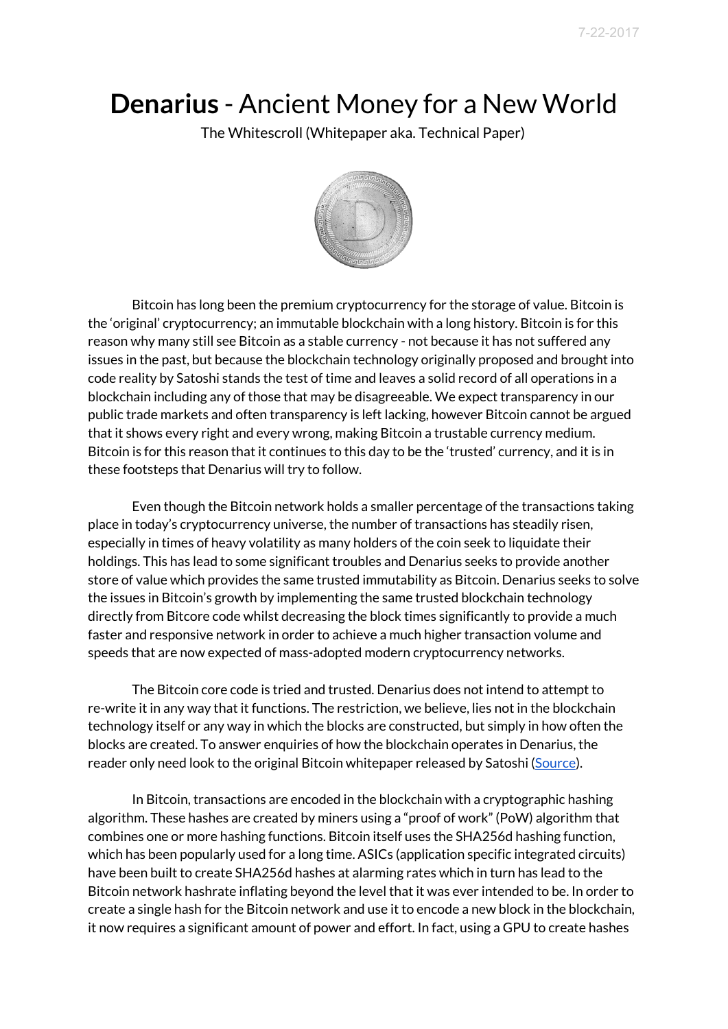7-22-2017

# **Denarius** - Ancient Money for a New World

The Whitescroll (Whitepaper aka. Technical Paper)

Bitcoin has long been the premium cryptocurrency for the storage of value. Bitcoin is the 'original' cryptocurrency; an immutable blockchain with a long history. Bitcoin is for this reason why many still see Bitcoin as a stable currency - not because it has not suffered any issues in the past, but because the blockchain technology originally proposed and brought into code reality by Satoshi stands the test of time and leaves a solid record of all operations in a blockchain including any of those that may be disagreeable. We expect transparency in our public trade markets and often transparency is left lacking, however Bitcoin cannot be argued that it shows every right and every wrong, making Bitcoin a trustable currency medium. Bitcoin is for this reason that it continues to this day to be the 'trusted' currency, and it is in these footsteps that Denarius will try to follow.

Even though the Bitcoin network holds a smaller percentage of the transactions taking place in today's cryptocurrency universe, the number of transactions has steadily risen, especially in times of heavy volatility as many holders of the coin seek to liquidate their holdings. This has lead to some significant troubles and Denarius seeks to provide another store of value which provides the same trusted immutability as Bitcoin. Denarius seeks to solve the issues in Bitcoin's growth by implementing the same trusted blockchain technology directly from Bitcore code whilst decreasing the block times significantly to provide a much faster and responsive network in order to achieve a much higher transaction volume and speeds that are now expected of mass-adopted modern cryptocurrency networks.

The Bitcoin core code is tried and trusted. Denarius does not intend to attempt to re-write it in any way that it functions. The restriction, we believe, lies not in the blockchain technology itself or any way in which the blocks are constructed, but simply in how often the blocks are created. To answer enquiries of how the blockchain operates in Denarius, the reader only need look to the original Bitcoin whitepaper released by Satoshi (Source).

In Bitcoin, transactions are encoded in the blockchain with a cryptographic hashing algorithm. These hashes are created by miners using a "proof of work" (PoW) algorithm that combines one or more hashing functions. Bitcoin itself uses the SHA256d hashing function, which has been popularly used for a long time. ASICs (application specific integrated circuits) have been built to create SHA256d hashes at alarming rates which in turn has lead to the Bitcoin network hashrate inflating beyond the level that it was ever intended to be. In order to create a single hash for the Bitcoin network and use it to encode a new block in the blockchain, it now requires a significant amount of power and effort. In fact, using a GPU to create hashes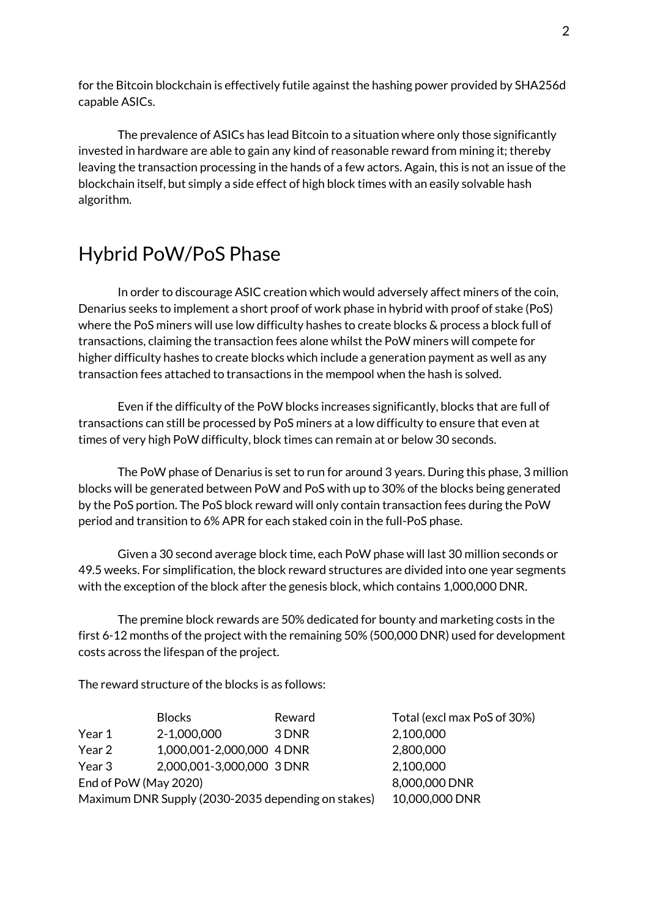for the Bitcoin blockchain is effectively futile against the hashing power provided by SHA256d capable ASICs.

The prevalence of ASICs has lead Bitcoin to a situation where only those significantly invested in hardware are able to gain any kind of reasonable reward from mining it; thereby leaving the transaction processing in the hands of a few actors. Again, this is not an issue of the blockchain itself, but simply a side effect of high block times with an easily solvable hash algorithm.

## Hybrid PoW/PoS Phase

In order to discourage ASIC creation which would adversely affect miners of the coin, Denarius seeks to implement a short proof of work phase in hybrid with proof of stake (PoS) where the PoS miners will use low difficulty hashes to create blocks & process a block full of transactions, claiming the transaction fees alone whilst the PoW miners will compete for higher difficulty hashes to create blocks which include a generation payment as well as any transaction fees attached to transactions in the mempool when the hash is solved.

Even if the difficulty of the PoW blocks increases significantly, blocks that are full of transactions can still be processed by PoS miners at a low difficulty to ensure that even at times of very high PoW difficulty, block times can remain at or below 30 seconds.

The PoW phase of Denarius is set to run for around 3 years. During this phase, 3 million blocks will be generated between PoW and PoS with up to 30% of the blocks being generated by the PoS portion. The PoS block reward will only contain transaction fees during the PoW period and transition to 6% APR for each staked coin in the full-PoS phase.

Given a 30 second average block time, each PoW phase will last 30 million seconds or 49.5 weeks. For simplification, the block reward structures are divided into one year segments with the exception of the block after the genesis block, which contains 1,000,000 DNR.

The premine block rewards are 50% dedicated for bounty and marketing costs in the first 6-12 months of the project with the remaining 50% (500,000 DNR) used for development costs across the lifespan of the project.

The reward structure of the blocks is as follows:

| | Blocks | Reward | Total (excl max PoS of 30%) |
|---|---|---|---|
| Year 1 | 2-1,000,000 | 3 DNR | 2,100,000 |
| Year 2 | 1,000,001-2,000,000 | 4 DNR | 2,800,000 |
| Year 3 | 2,000,001-3,000,000 | 3 DNR | 2,100,000 |
| End of PoW (May 2020) | | | 8,000,000 DNR |
| Maximum DNR Supply (2030-2035 depending on stakes) | | | 10,000,000 DNR |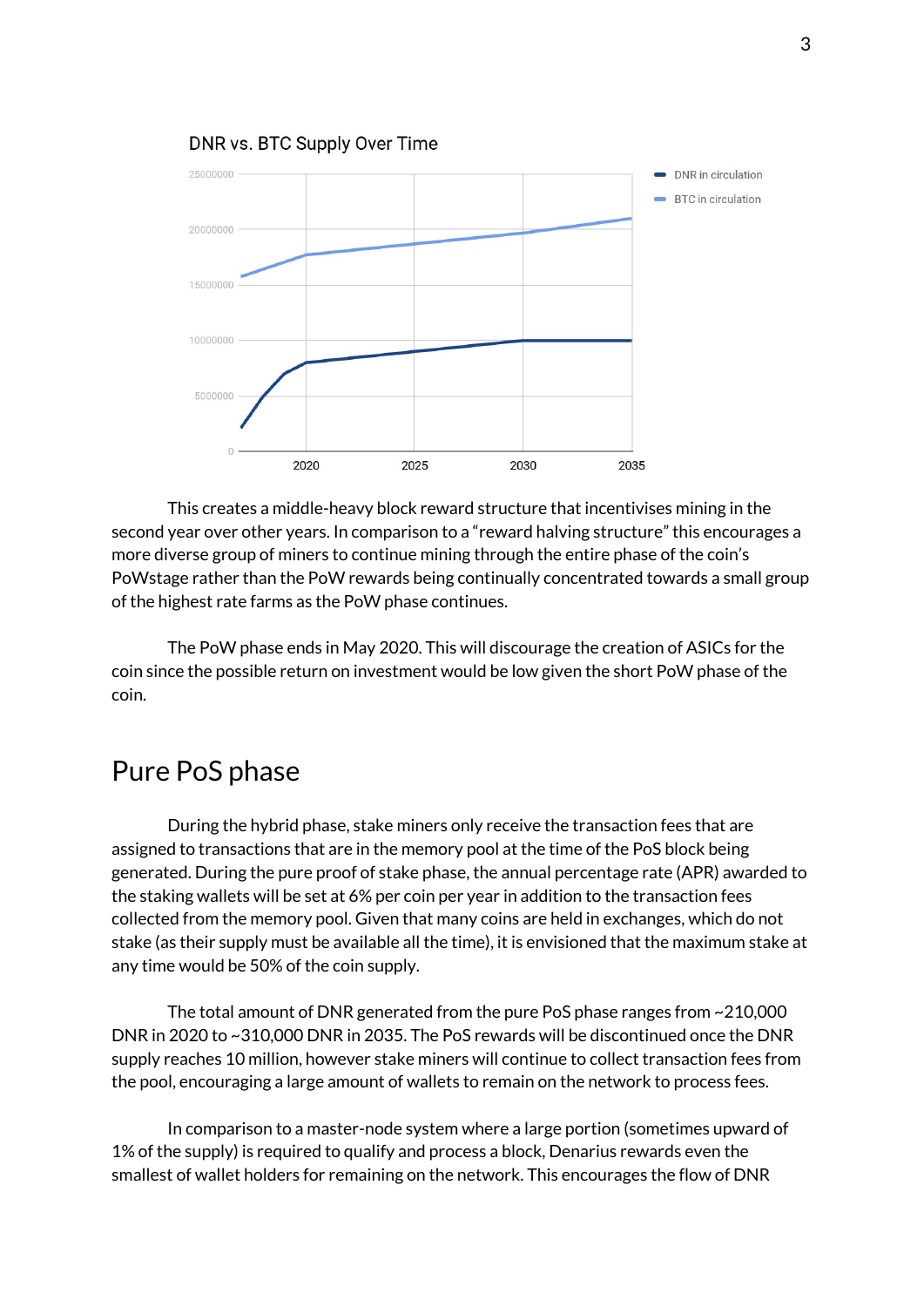DNR vs. BTC Supply Over Time

This creates a middle-heavy block reward structure that incentivises mining in the second year over other years. In comparison to a "reward halving structure" this encourages a more diverse group of miners to continue mining through the entire phase of the coin's PoWstage rather than the PoW rewards being continually concentrated towards a small group of the highest rate farms as the PoW phase continues.

The PoW phase ends in May 2020. This will discourage the creation of ASICs for the coin since the possible return on investment would be low given the short PoW phase of the coin.

## Pure PoS phase

During the hybrid phase, stake miners only receive the transaction fees that are assigned to transactions that are in the memory pool at the time of the PoS block being generated. During the pure proof of stake phase, the annual percentage rate (APR) awarded to the staking wallets will be set at 6% per coin per year in addition to the transaction fees collected from the memory pool. Given that many coins are held in exchanges, which do not stake (as their supply must be available all the time), it is envisioned that the maximum stake at any time would be 50% of the coin supply.

The total amount of DNR generated from the pure PoS phase ranges from ~210,000 DNR in 2020 to ~310,000 DNR in 2035. The PoS rewards will be discontinued once the DNR supply reaches 10 million, however stake miners will continue to collect transaction fees from the pool, encouraging a large amount of wallets to remain on the network to process fees.

In comparison to a master-node system where a large portion (sometimes upward of 1% of the supply) is required to qualify and process a block, Denarius rewards even the smallest of wallet holders for remaining on the network. This encourages the flow of DNR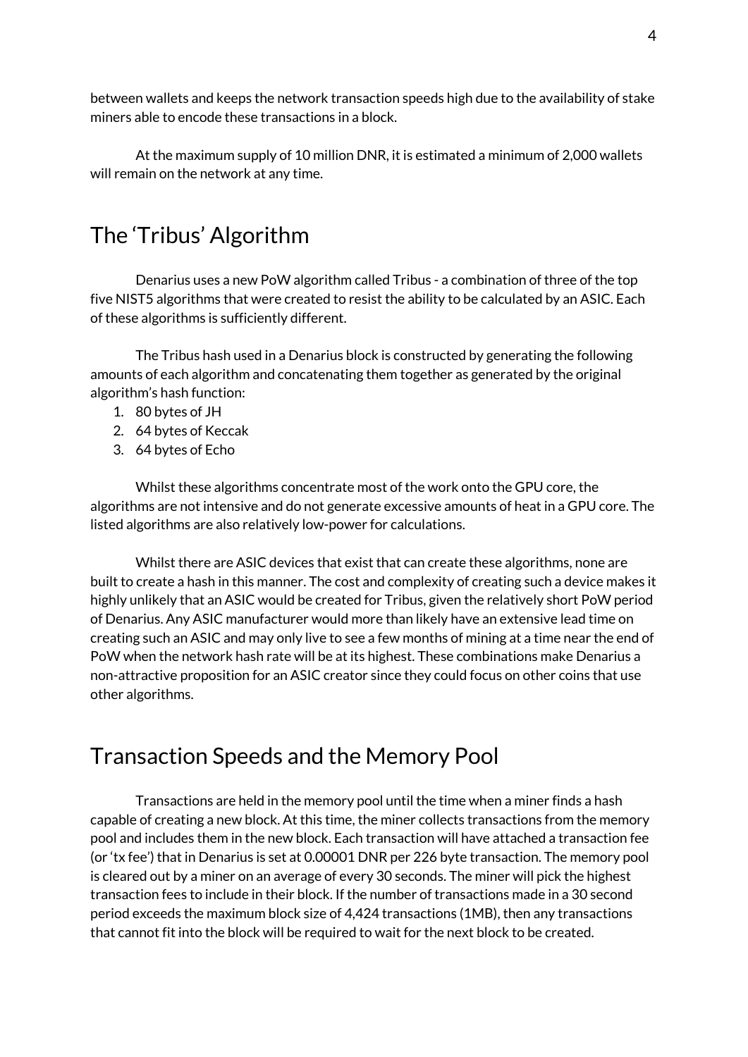between wallets and keeps the network transaction speeds high due to the availability of stake miners able to encode these transactions in a block.

At the maximum supply of 10 million DNR, it is estimated a minimum of 2,000 wallets will remain on the network at any time.

## The 'Tribus' Algorithm

Denarius uses a new PoW algorithm called Tribus - a combination of three of the top five NIST5 algorithms that were created to resist the ability to be calculated by an ASIC. Each of these algorithms is sufficiently different.

The Tribus hash used in a Denarius block is constructed by generating the following amounts of each algorithm and concatenating them together as generated by the original algorithm's hash function:

1. 80 bytes of JH
2. 64 bytes of Keccak
3. 64 bytes of Echo

Whilst these algorithms concentrate most of the work onto the GPU core, the algorithms are not intensive and do not generate excessive amounts of heat in a GPU core. The listed algorithms are also relatively low-power for calculations.

Whilst there are ASIC devices that exist that can create these algorithms, none are built to create a hash in this manner. The cost and complexity of creating such a device makes it highly unlikely that an ASIC would be created for Tribus, given the relatively short PoW period of Denarius. Any ASIC manufacturer would more than likely have an extensive lead time on creating such an ASIC and may only live to see a few months of mining at a time near the end of PoW when the network hash rate will be at its highest. These combinations make Denarius a non-attractive proposition for an ASIC creator since they could focus on other coins that use other algorithms.

## Transaction Speeds and the Memory Pool

Transactions are held in the memory pool until the time when a miner finds a hash capable of creating a new block. At this time, the miner collects transactions from the memory pool and includes them in the new block. Each transaction will have attached a transaction fee (or 'tx fee') that in Denarius is set at 0.00001 DNR per 226 byte transaction. The memory pool is cleared out by a miner on an average of every 30 seconds. The miner will pick the highest transaction fees to include in their block. If the number of transactions made in a 30 second period exceeds the maximum block size of 4,424 transactions (1MB), then any transactions that cannot fit into the block will be required to wait for the next block to be created.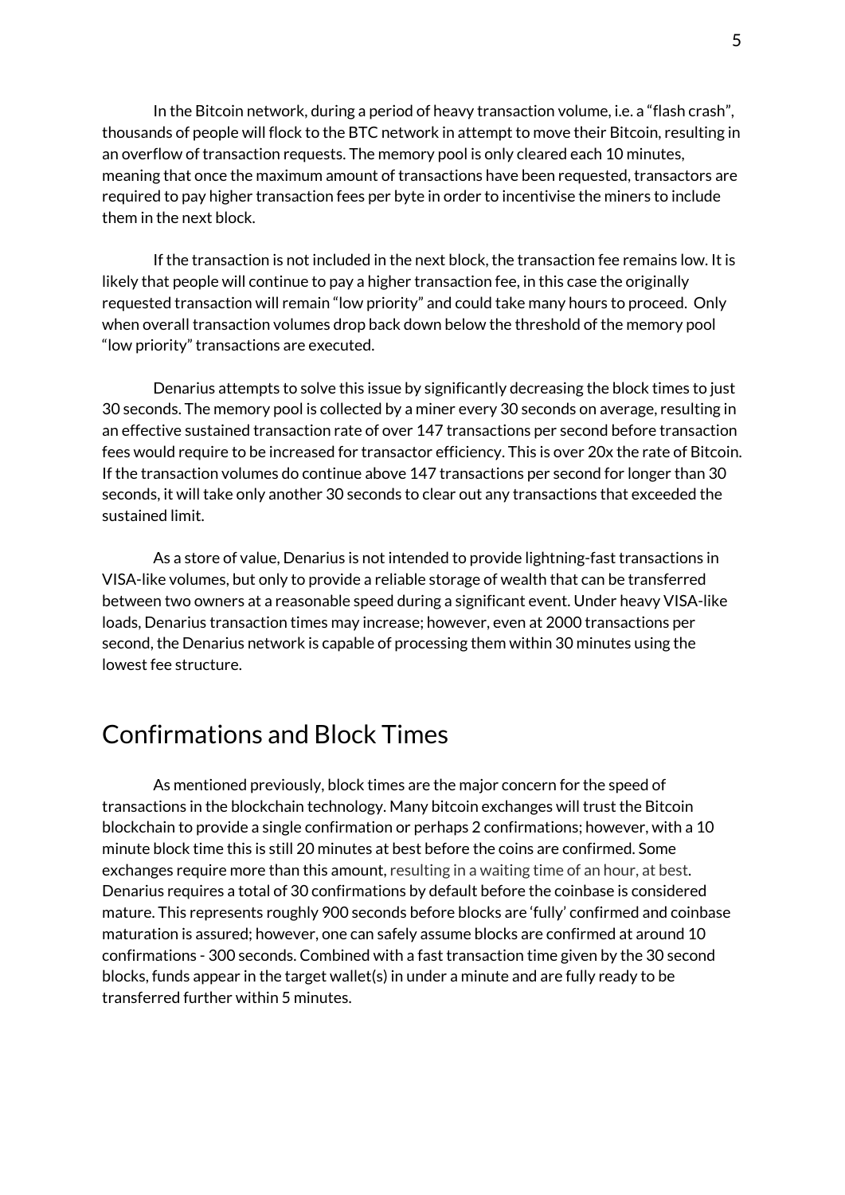In the Bitcoin network, during a period of heavy transaction volume, i.e. a "flash crash", thousands of people will flock to the BTC network in attempt to move their Bitcoin, resulting in an overflow of transaction requests. The memory pool is only cleared each 10 minutes, meaning that once the maximum amount of transactions have been requested, transactors are required to pay higher transaction fees per byte in order to incentivise the miners to include them in the next block.

If the transaction is not included in the next block, the transaction fee remains low. It is likely that people will continue to pay a higher transaction fee, in this case the originally requested transaction will remain "low priority" and could take many hours to proceed. Only when overall transaction volumes drop back down below the threshold of the memory pool "low priority" transactions are executed.

Denarius attempts to solve this issue by significantly decreasing the block times to just 30 seconds. The memory pool is collected by a miner every 30 seconds on average, resulting in an effective sustained transaction rate of over 147 transactions per second before transaction fees would require to be increased for transactor efficiency. This is over 20x the rate of Bitcoin. If the transaction volumes do continue above 147 transactions per second for longer than 30 seconds, it will take only another 30 seconds to clear out any transactions that exceeded the sustained limit.

As a store of value, Denarius is not intended to provide lightning-fast transactions in VISA-like volumes, but only to provide a reliable storage of wealth that can be transferred between two owners at a reasonable speed during a significant event. Under heavy VISA-like loads, Denarius transaction times may increase; however, even at 2000 transactions per second, the Denarius network is capable of processing them within 30 minutes using the lowest fee structure.

## Confirmations and Block Times

As mentioned previously, block times are the major concern for the speed of transactions in the blockchain technology. Many bitcoin exchanges will trust the Bitcoin blockchain to provide a single confirmation or perhaps 2 confirmations; however, with a 10 minute block time this is still 20 minutes at best before the coins are confirmed. Some exchanges require more than this amount, resulting in a waiting time of an hour, at best. Denarius requires a total of 30 confirmations by default before the coinbase is considered mature. This represents roughly 900 seconds before blocks are 'fully' confirmed and coinbase maturation is assured; however, one can safely assume blocks are confirmed at around 10 confirmations - 300 seconds. Combined with a fast transaction time given by the 30 second blocks, funds appear in the target wallet(s) in under a minute and are fully ready to be transferred further within 5 minutes.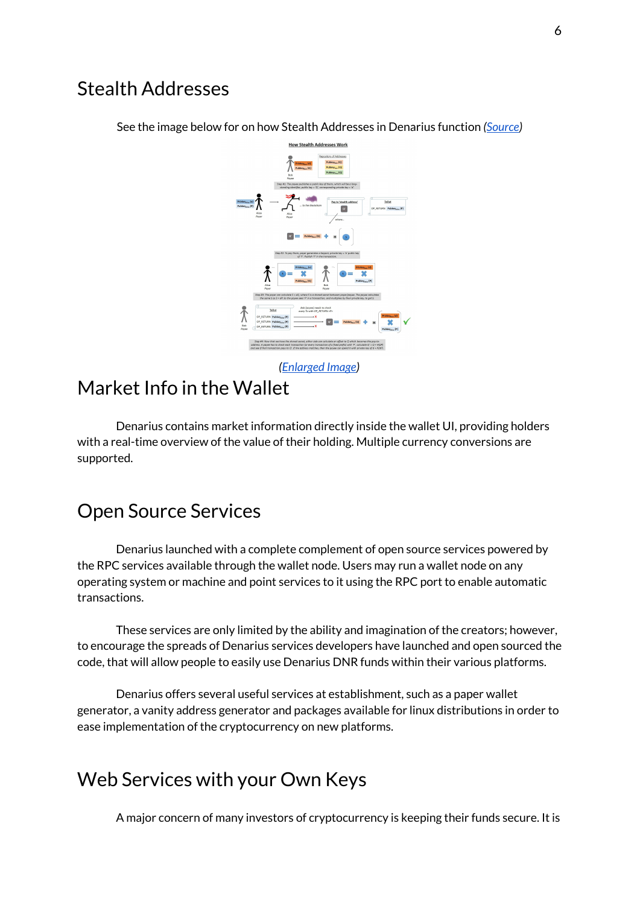# Stealth Addresses

See the image below for on how Stealth Addresses in Denarius function (*Source*)

(*Enlarged Image*)

# Market Info in the Wallet

Denarius contains market information directly inside the wallet UI, providing holders with a real-time overview of the value of their holding. Multiple currency conversions are supported.

# Open Source Services

Denarius launched with a complete complement of open source services powered by the RPC services available through the wallet node. Users may run a wallet node on any operating system or machine and point services to it using the RPC port to enable automatic transactions.

These services are only limited by the ability and imagination of the creators; however, to encourage the spreads of Denarius services developers have launched and open sourced the code, that will allow people to easily use Denarius DNR funds within their various platforms.

Denarius offers several useful services at establishment, such as a paper wallet generator, a vanity address generator and packages available for linux distributions in order to ease implementation of the cryptocurrency on new platforms.

# Web Services with your Own Keys

A major concern of many investors of cryptocurrency is keeping their funds secure. It is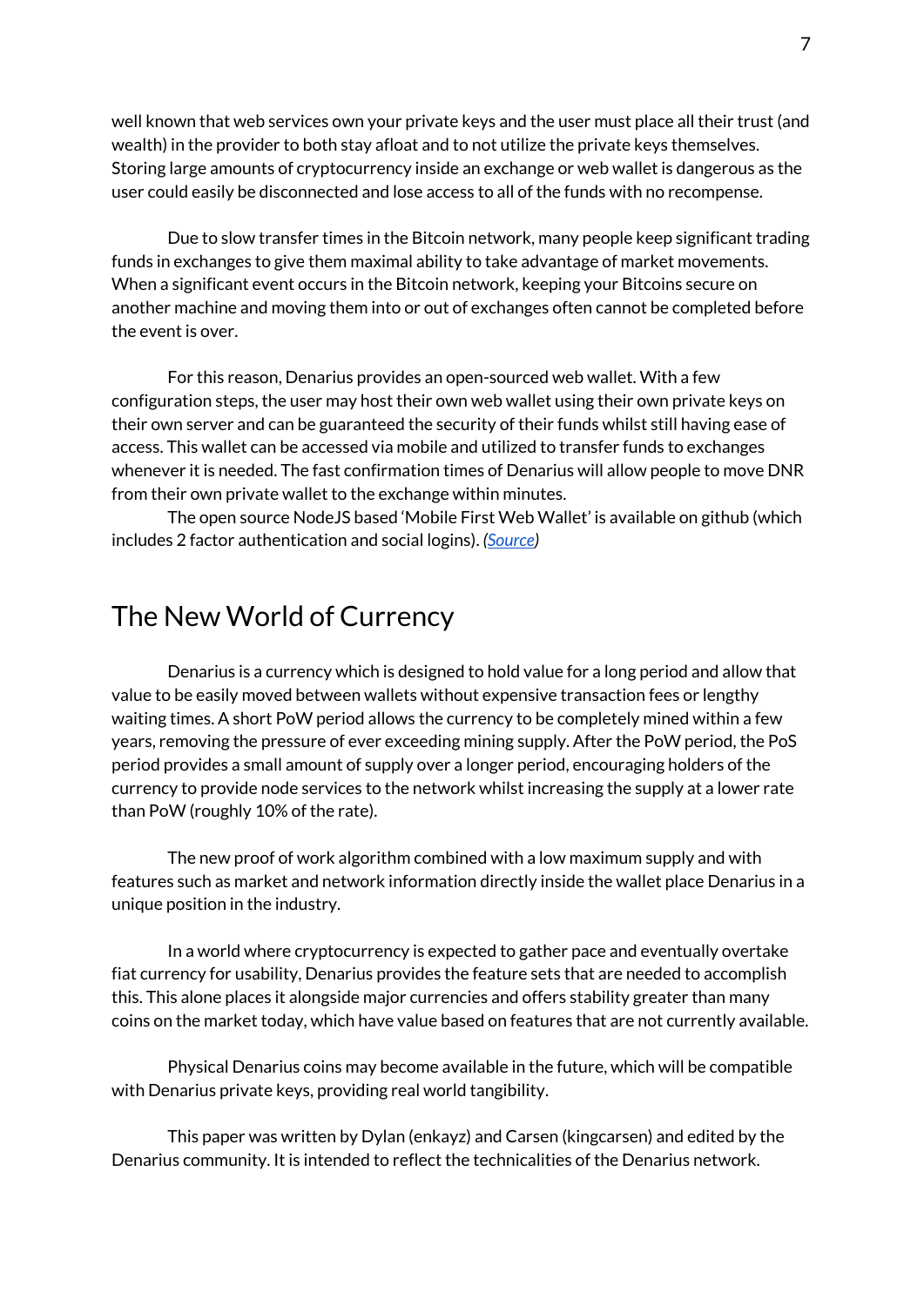well known that web services own your private keys and the user must place all their trust (and wealth) in the provider to both stay afloat and to not utilize the private keys themselves. Storing large amounts of cryptocurrency inside an exchange or web wallet is dangerous as the user could easily be disconnected and lose access to all of the funds with no recompense.

Due to slow transfer times in the Bitcoin network, many people keep significant trading funds in exchanges to give them maximal ability to take advantage of market movements. When a significant event occurs in the Bitcoin network, keeping your Bitcoins secure on another machine and moving them into or out of exchanges often cannot be completed before the event is over.

For this reason, Denarius provides an open-sourced web wallet. With a few configuration steps, the user may host their own web wallet using their own private keys on their own server and can be guaranteed the security of their funds whilst still having ease of access. This wallet can be accessed via mobile and utilized to transfer funds to exchanges whenever it is needed. The fast confirmation times of Denarius will allow people to move DNR from their own private wallet to the exchange within minutes.

The open source NodeJS based 'Mobile First Web Wallet' is available on github (which includes 2 factor authentication and social logins). *(Source)*

## The New World of Currency

Denarius is a currency which is designed to hold value for a long period and allow that value to be easily moved between wallets without expensive transaction fees or lengthy waiting times. A short PoW period allows the currency to be completely mined within a few years, removing the pressure of ever exceeding mining supply. After the PoW period, the PoS period provides a small amount of supply over a longer period, encouraging holders of the currency to provide node services to the network whilst increasing the supply at a lower rate than PoW (roughly 10% of the rate).

The new proof of work algorithm combined with a low maximum supply and with features such as market and network information directly inside the wallet place Denarius in a unique position in the industry.

In a world where cryptocurrency is expected to gather pace and eventually overtake fiat currency for usability, Denarius provides the feature sets that are needed to accomplish this. This alone places it alongside major currencies and offers stability greater than many coins on the market today, which have value based on features that are not currently available.

Physical Denarius coins may become available in the future, which will be compatible with Denarius private keys, providing real world tangibility.

This paper was written by Dylan (enkayz) and Carsen (kingcarsen) and edited by the Denarius community. It is intended to reflect the technicalities of the Denarius network.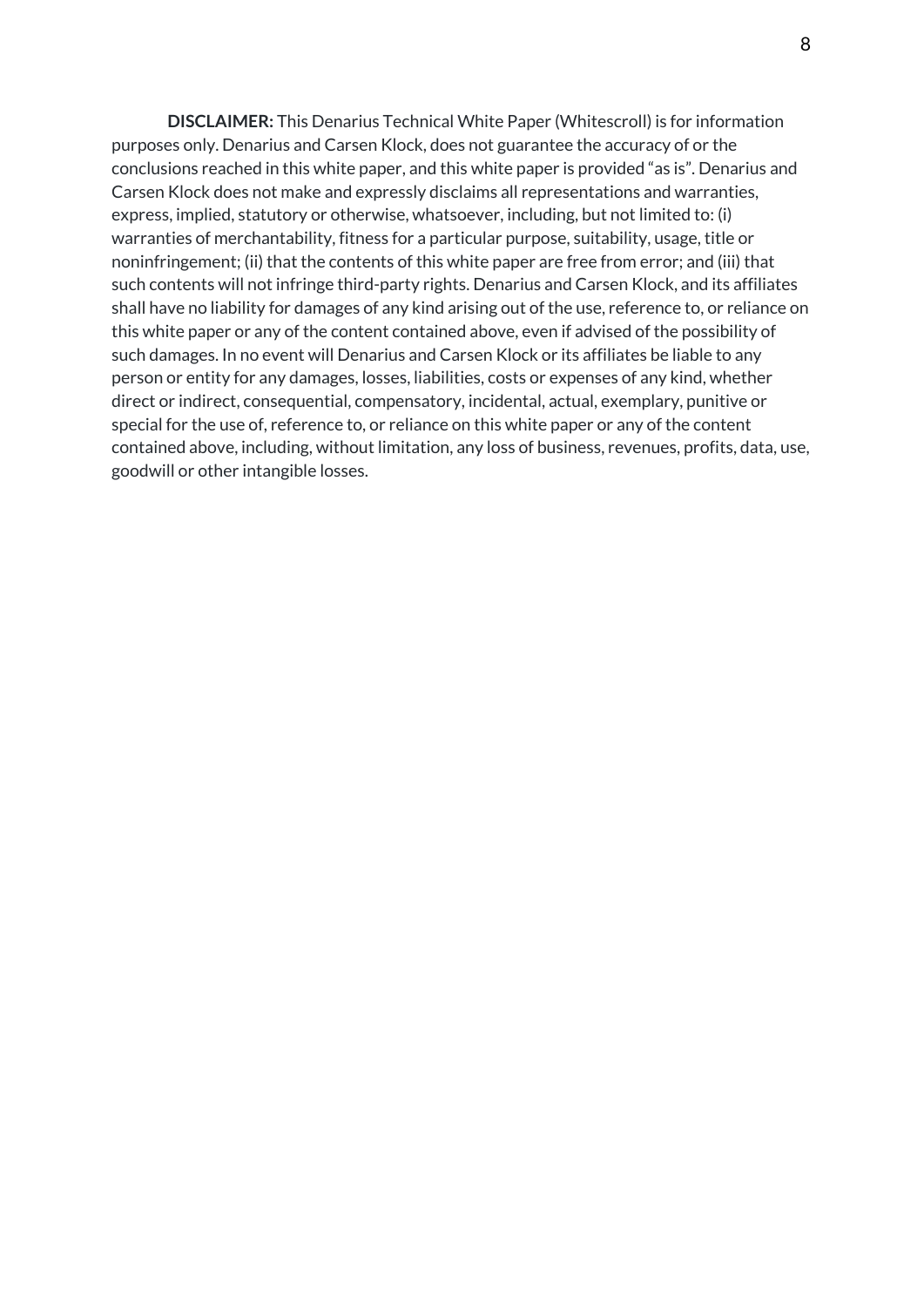**DISCLAIMER:** This Denarius Technical White Paper (Whitescroll) is for information purposes only. Denarius and Carsen Klock, does not guarantee the accuracy of or the conclusions reached in this white paper, and this white paper is provided "as is". Denarius and Carsen Klock does not make and expressly disclaims all representations and warranties, express, implied, statutory or otherwise, whatsoever, including, but not limited to: (i) warranties of merchantability, fitness for a particular purpose, suitability, usage, title or noninfringement; (ii) that the contents of this white paper are free from error; and (iii) that such contents will not infringe third-party rights. Denarius and Carsen Klock, and its affiliates shall have no liability for damages of any kind arising out of the use, reference to, or reliance on this white paper or any of the content contained above, even if advised of the possibility of such damages. In no event will Denarius and Carsen Klock or its affiliates be liable to any person or entity for any damages, losses, liabilities, costs or expenses of any kind, whether direct or indirect, consequential, compensatory, incidental, actual, exemplary, punitive or special for the use of, reference to, or reliance on this white paper or any of the content contained above, including, without limitation, any loss of business, revenues, profits, data, use, goodwill or other intangible losses.